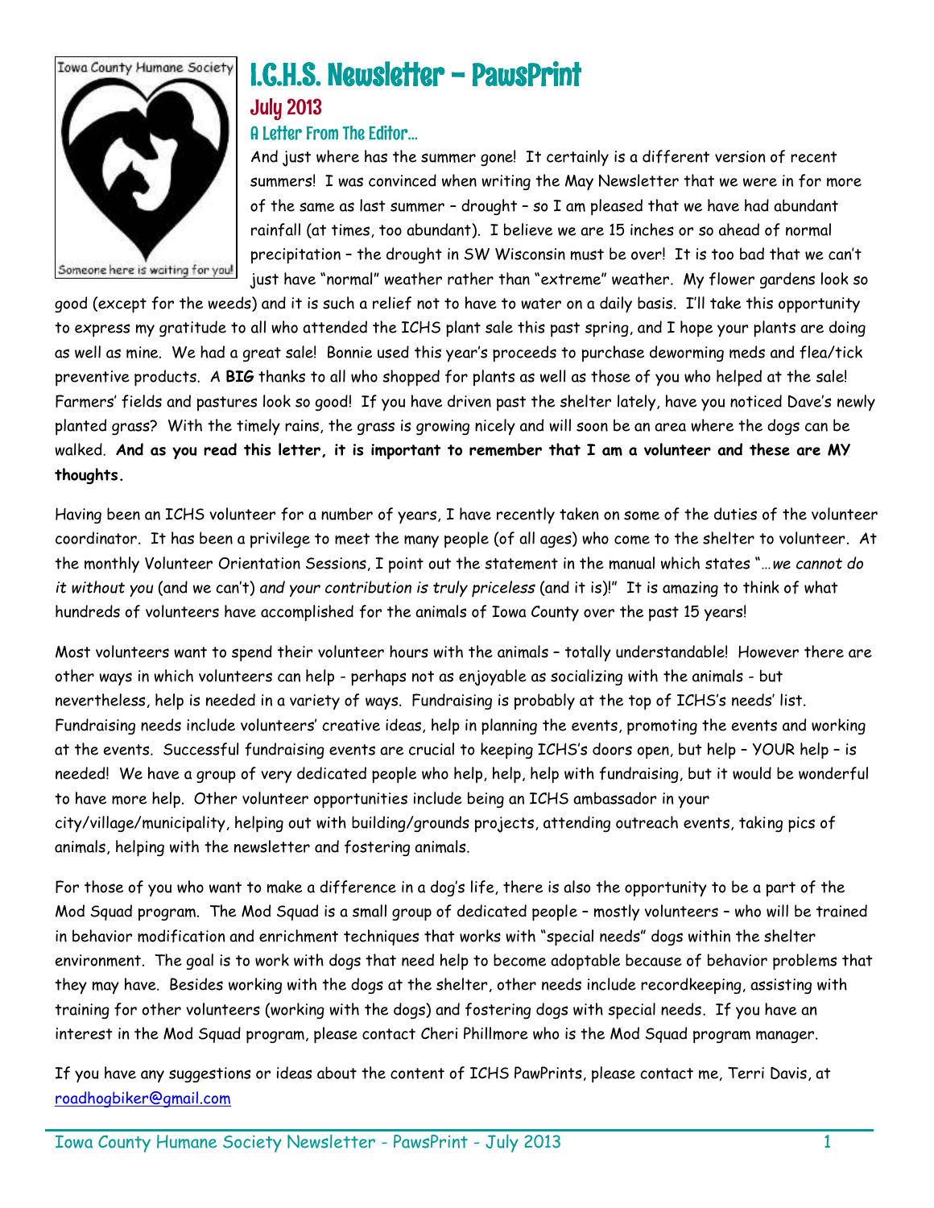Iowa County Humane Society

Someone here is waiting for you!

# I.C.H.S. Newsletter – PawsPrint

## July 2013

### A Letter From The Editor…

And just where has the summer gone! It certainly is a different version of recent summers! I was convinced when writing the May Newsletter that we were in for more of the same as last summer – drought – so I am pleased that we have had abundant rainfall (at times, too abundant). I believe we are 15 inches or so ahead of normal precipitation – the drought in SW Wisconsin must be over! It is too bad that we can't just have "normal" weather rather than "extreme" weather. My flower gardens look so good (except for the weeds) and it is such a relief not to have to water on a daily basis. I'll take this opportunity to express my gratitude to all who attended the ICHS plant sale this past spring, and I hope your plants are doing as well as mine. We had a great sale! Bonnie used this year's proceeds to purchase deworming meds and flea/tick preventive products. A **BIG** thanks to all who shopped for plants as well as those of you who helped at the sale! Farmers' fields and pastures look so good! If you have driven past the shelter lately, have you noticed Dave's newly planted grass? With the timely rains, the grass is growing nicely and will soon be an area where the dogs can be walked. **And as you read this letter, it is important to remember that I am a volunteer and these are MY thoughts.**

Having been an ICHS volunteer for a number of years, I have recently taken on some of the duties of the volunteer coordinator. It has been a privilege to meet the many people (of all ages) who come to the shelter to volunteer. At the monthly Volunteer Orientation Sessions, I point out the statement in the manual which states "*…we cannot do it without you* (and we can't) *and your contribution is truly priceless* (and it is)!" It is amazing to think of what hundreds of volunteers have accomplished for the animals of Iowa County over the past 15 years!

Most volunteers want to spend their volunteer hours with the animals – totally understandable! However there are other ways in which volunteers can help - perhaps not as enjoyable as socializing with the animals - but nevertheless, help is needed in a variety of ways. Fundraising is probably at the top of ICHS's needs' list. Fundraising needs include volunteers' creative ideas, help in planning the events, promoting the events and working at the events. Successful fundraising events are crucial to keeping ICHS's doors open, but help – YOUR help – is needed! We have a group of very dedicated people who help, help, help with fundraising, but it would be wonderful to have more help. Other volunteer opportunities include being an ICHS ambassador in your city/village/municipality, helping out with building/grounds projects, attending outreach events, taking pics of animals, helping with the newsletter and fostering animals.

For those of you who want to make a difference in a dog's life, there is also the opportunity to be a part of the Mod Squad program. The Mod Squad is a small group of dedicated people – mostly volunteers – who will be trained in behavior modification and enrichment techniques that works with "special needs" dogs within the shelter environment. The goal is to work with dogs that need help to become adoptable because of behavior problems that they may have. Besides working with the dogs at the shelter, other needs include recordkeeping, assisting with training for other volunteers (working with the dogs) and fostering dogs with special needs. If you have an interest in the Mod Squad program, please contact Cheri Phillmore who is the Mod Squad program manager.

If you have any suggestions or ideas about the content of ICHS PawPrints, please contact me, Terri Davis, at roadhogbiker@gmail.com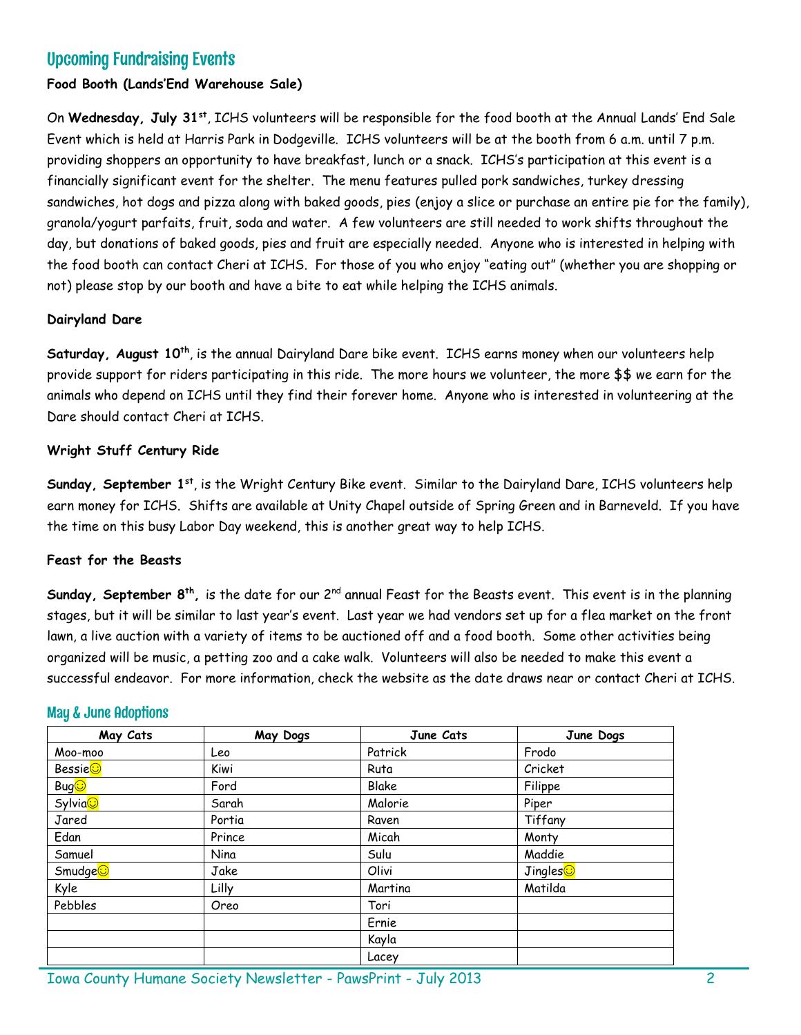## Upcoming Fundraising Events

**Food Booth (Lands'End Warehouse Sale)**

On **Wednesday, July 31st**, ICHS volunteers will be responsible for the food booth at the Annual Lands' End Sale Event which is held at Harris Park in Dodgeville. ICHS volunteers will be at the booth from 6 a.m. until 7 p.m. providing shoppers an opportunity to have breakfast, lunch or a snack. ICHS's participation at this event is a financially significant event for the shelter. The menu features pulled pork sandwiches, turkey dressing sandwiches, hot dogs and pizza along with baked goods, pies (enjoy a slice or purchase an entire pie for the family), granola/yogurt parfaits, fruit, soda and water. A few volunteers are still needed to work shifts throughout the day, but donations of baked goods, pies and fruit are especially needed. Anyone who is interested in helping with the food booth can contact Cheri at ICHS. For those of you who enjoy "eating out" (whether you are shopping or not) please stop by our booth and have a bite to eat while helping the ICHS animals.

**Dairyland Dare**

**Saturday, August 10th**, is the annual Dairyland Dare bike event. ICHS earns money when our volunteers help provide support for riders participating in this ride. The more hours we volunteer, the more $$ we earn for the animals who depend on ICHS until they find their forever home. Anyone who is interested in volunteering at the Dare should contact Cheri at ICHS.

**Wright Stuff Century Ride**

**Sunday, September 1st**, is the Wright Century Bike event. Similar to the Dairyland Dare, ICHS volunteers help earn money for ICHS. Shifts are available at Unity Chapel outside of Spring Green and in Barneveld. If you have the time on this busy Labor Day weekend, this is another great way to help ICHS.

**Feast for the Beasts**

**Sunday, September 8th,** is the date for our 2nd annual Feast for the Beasts event. This event is in the planning stages, but it will be similar to last year's event. Last year we had vendors set up for a flea market on the front lawn, a live auction with a variety of items to be auctioned off and a food booth. Some other activities being organized will be music, a petting zoo and a cake walk. Volunteers will also be needed to make this event a successful endeavor. For more information, check the website as the date draws near or contact Cheri at ICHS.

## May & June Adoptions

| May Cats | May Dogs | June Cats | June Dogs |
|---|---|---|---|
| Moo-moo | Leo | Patrick | Frodo |
| Bessie☺ | Kiwi | Ruta | Cricket |
| Bug☺ | Ford | Blake | Filippe |
| Sylvia☺ | Sarah | Malorie | Piper |
| Jared | Portia | Raven | Tiffany |
| Edan | Prince | Micah | Monty |
| Samuel | Nina | Sulu | Maddie |
| Smudge☺ | Jake | Olivi | Jingles☺ |
| Kyle | Lilly | Martina | Matilda |
| Pebbles | Oreo | Tori | |
| | | Ernie | |
| | | Kayla | |
| | | Lacey | |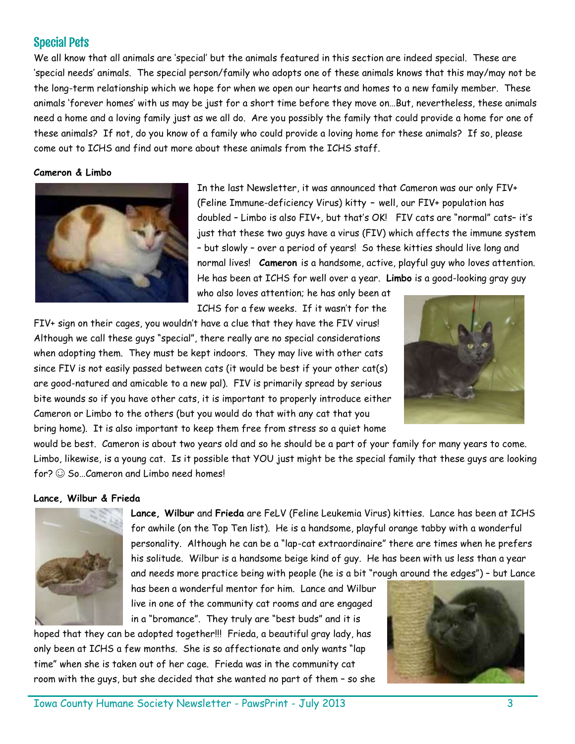## Special Pets

We all know that all animals are 'special' but the animals featured in this section are indeed special. These are 'special needs' animals. The special person/family who adopts one of these animals knows that this may/may not be the long-term relationship which we hope for when we open our hearts and homes to a new family member. These animals 'forever homes' with us may be just for a short time before they move on…But, nevertheless, these animals need a home and a loving family just as we all do. Are you possibly the family that could provide a home for one of these animals? If not, do you know of a family who could provide a loving home for these animals? If so, please come out to ICHS and find out more about these animals from the ICHS staff.

**Cameron & Limbo**

In the last Newsletter, it was announced that Cameron was our only FIV+ (Feline Immune-deficiency Virus) kitty – well, our FIV+ population has doubled – Limbo is also FIV+, but that's OK! FIV cats are "normal" cats– it's just that these two guys have a virus (FIV) which affects the immune system – but slowly – over a period of years! So these kitties should live long and normal lives! **Cameron** is a handsome, active, playful guy who loves attention. He has been at ICHS for well over a year. **Limbo** is a good-looking gray guy who also loves attention; he has only been at ICHS for a few weeks. If it wasn't for the FIV+ sign on their cages, you wouldn't have a clue that they have the FIV virus! Although we call these guys "special", there really are no special considerations when adopting them. They must be kept indoors. They may live with other cats since FIV is not easily passed between cats (it would be best if your other cat(s) are good-natured and amicable to a new pal). FIV is primarily spread by serious bite wounds so if you have other cats, it is important to properly introduce either Cameron or Limbo to the others (but you would do that with any cat that you bring home). It is also important to keep them free from stress so a quiet home would be best. Cameron is about two years old and so he should be a part of your family for many years to come. Limbo, likewise, is a young cat. Is it possible that YOU just might be the special family that these guys are looking for? ☺ So…Cameron and Limbo need homes!

**Lance, Wilbur & Frieda**

**Lance, Wilbur** and **Frieda** are FeLV (Feline Leukemia Virus) kitties. Lance has been at ICHS for awhile (on the Top Ten list). He is a handsome, playful orange tabby with a wonderful personality. Although he can be a "lap-cat extraordinaire" there are times when he prefers his solitude. Wilbur is a handsome beige kind of guy. He has been with us less than a year and needs more practice being with people (he is a bit "rough around the edges") – but Lance has been a wonderful mentor for him. Lance and Wilbur live in one of the community cat rooms and are engaged in a "bromance". They truly are "best buds" and it is hoped that they can be adopted together!!! Frieda, a beautiful gray lady, has only been at ICHS a few months. She is so affectionate and only wants "lap time" when she is taken out of her cage. Frieda was in the community cat room with the guys, but she decided that she wanted no part of them – so she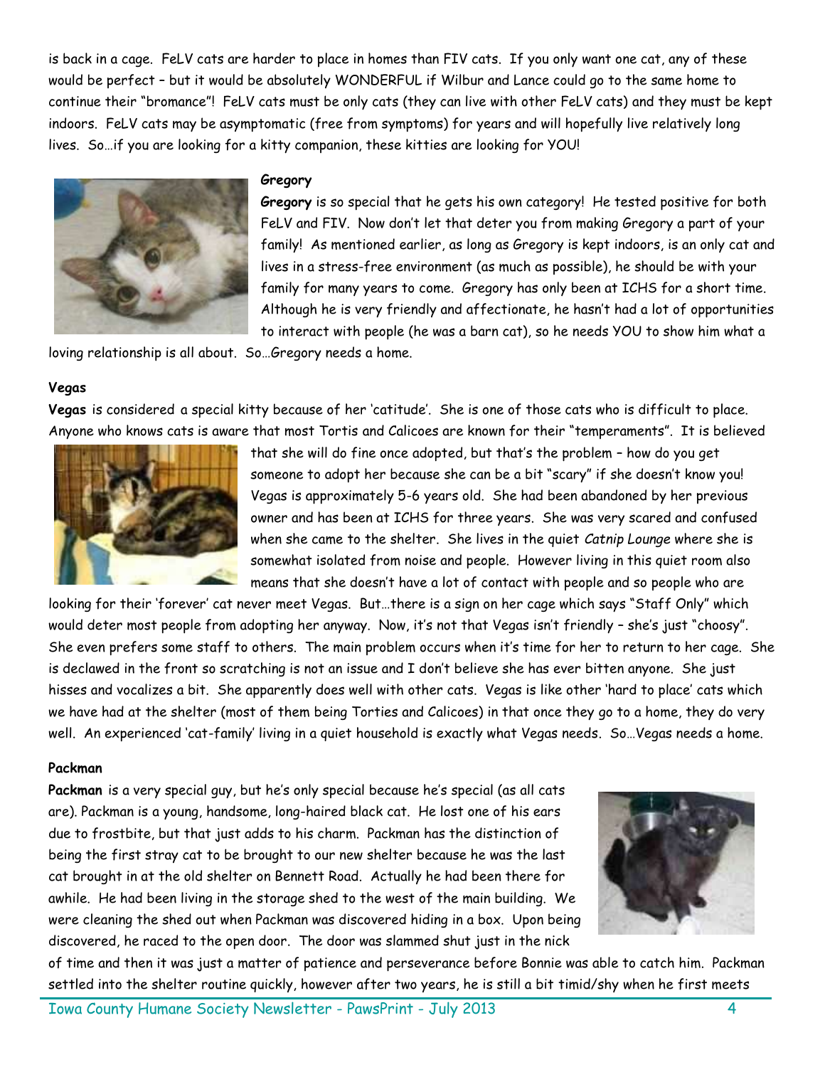is back in a cage. FeLV cats are harder to place in homes than FIV cats. If you only want one cat, any of these would be perfect – but it would be absolutely WONDERFUL if Wilbur and Lance could go to the same home to continue their "bromance"! FeLV cats must be only cats (they can live with other FeLV cats) and they must be kept indoors. FeLV cats may be asymptomatic (free from symptoms) for years and will hopefully live relatively long lives. So…if you are looking for a kitty companion, these kitties are looking for YOU!

**Gregory**

**Gregory** is so special that he gets his own category! He tested positive for both FeLV and FIV. Now don't let that deter you from making Gregory a part of your family! As mentioned earlier, as long as Gregory is kept indoors, is an only cat and lives in a stress-free environment (as much as possible), he should be with your family for many years to come. Gregory has only been at ICHS for a short time. Although he is very friendly and affectionate, he hasn't had a lot of opportunities to interact with people (he was a barn cat), so he needs YOU to show him what a loving relationship is all about. So…Gregory needs a home.

**Vegas**

**Vegas** is considered a special kitty because of her 'catitude'. She is one of those cats who is difficult to place. Anyone who knows cats is aware that most Tortis and Calicoes are known for their "temperaments". It is believed that she will do fine once adopted, but that's the problem – how do you get someone to adopt her because she can be a bit "scary" if she doesn't know you! Vegas is approximately 5-6 years old. She had been abandoned by her previous owner and has been at ICHS for three years. She was very scared and confused when she came to the shelter. She lives in the quiet *Catnip Lounge* where she is somewhat isolated from noise and people. However living in this quiet room also means that she doesn't have a lot of contact with people and so people who are looking for their 'forever' cat never meet Vegas. But…there is a sign on her cage which says "Staff Only" which would deter most people from adopting her anyway. Now, it's not that Vegas isn't friendly – she's just "choosy". She even prefers some staff to others. The main problem occurs when it's time for her to return to her cage. She is declawed in the front so scratching is not an issue and I don't believe she has ever bitten anyone. She just hisses and vocalizes a bit. She apparently does well with other cats. Vegas is like other 'hard to place' cats which we have had at the shelter (most of them being Torties and Calicoes) in that once they go to a home, they do very well. An experienced 'cat-family' living in a quiet household is exactly what Vegas needs. So…Vegas needs a home.

**Packman**

**Packman** is a very special guy, but he's only special because he's special (as all cats are). Packman is a young, handsome, long-haired black cat. He lost one of his ears due to frostbite, but that just adds to his charm. Packman has the distinction of being the first stray cat to be brought to our new shelter because he was the last cat brought in at the old shelter on Bennett Road. Actually he had been there for awhile. He had been living in the storage shed to the west of the main building. We were cleaning the shed out when Packman was discovered hiding in a box. Upon being discovered, he raced to the open door. The door was slammed shut just in the nick of time and then it was just a matter of patience and perseverance before Bonnie was able to catch him. Packman settled into the shelter routine quickly, however after two years, he is still a bit timid/shy when he first meets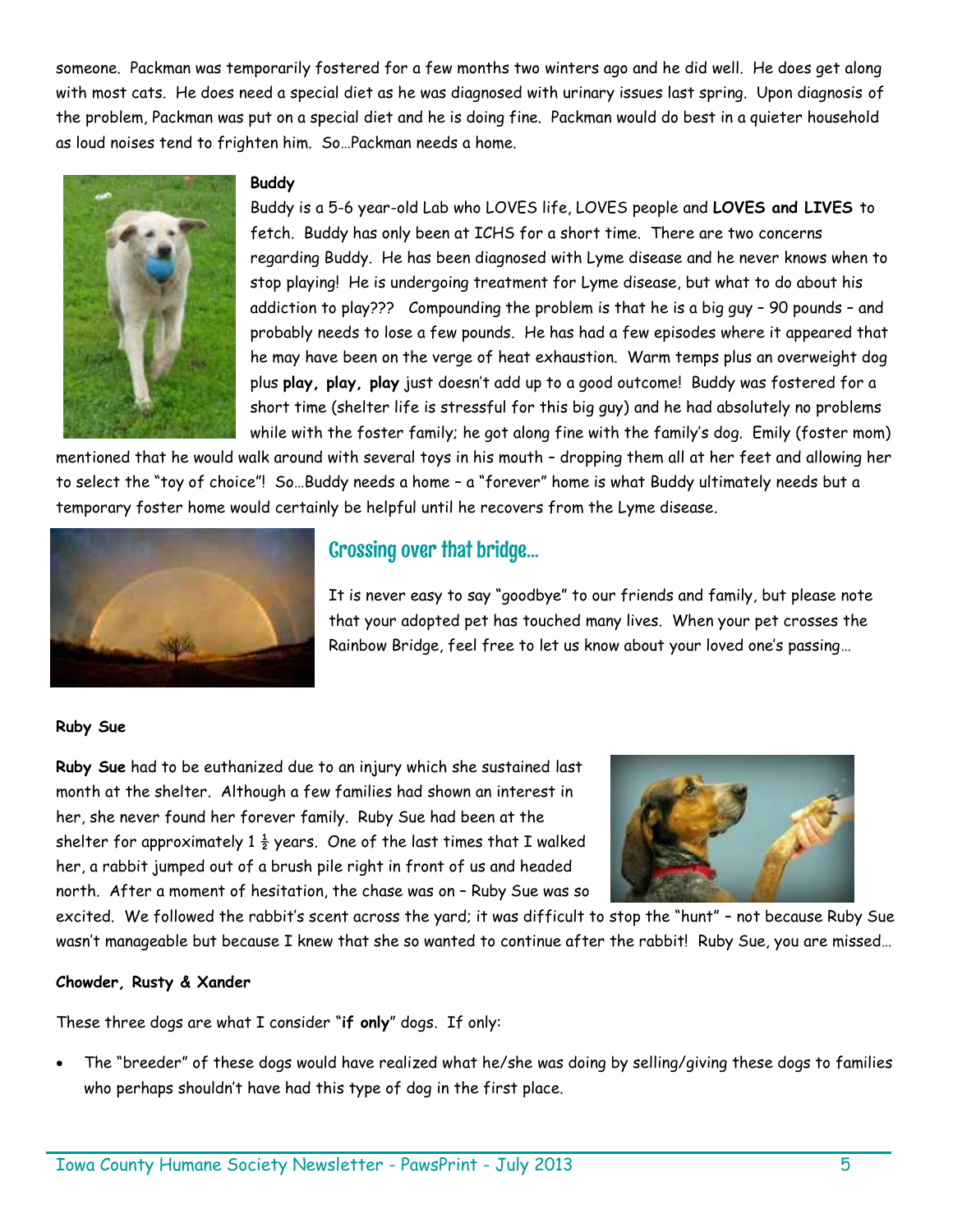someone. Packman was temporarily fostered for a few months two winters ago and he did well. He does get along with most cats. He does need a special diet as he was diagnosed with urinary issues last spring. Upon diagnosis of the problem, Packman was put on a special diet and he is doing fine. Packman would do best in a quieter household as loud noises tend to frighten him. So…Packman needs a home.

**Buddy**

Buddy is a 5-6 year-old Lab who LOVES life, LOVES people and **LOVES and LIVES** to fetch. Buddy has only been at ICHS for a short time. There are two concerns regarding Buddy. He has been diagnosed with Lyme disease and he never knows when to stop playing! He is undergoing treatment for Lyme disease, but what to do about his addiction to play??? Compounding the problem is that he is a big guy – 90 pounds – and probably needs to lose a few pounds. He has had a few episodes where it appeared that he may have been on the verge of heat exhaustion. Warm temps plus an overweight dog plus **play, play, play** just doesn't add up to a good outcome! Buddy was fostered for a short time (shelter life is stressful for this big guy) and he had absolutely no problems while with the foster family; he got along fine with the family's dog. Emily (foster mom) mentioned that he would walk around with several toys in his mouth – dropping them all at her feet and allowing her to select the "toy of choice"! So…Buddy needs a home – a "forever" home is what Buddy ultimately needs but a temporary foster home would certainly be helpful until he recovers from the Lyme disease.

## Crossing over that bridge…

It is never easy to say "goodbye" to our friends and family, but please note that your adopted pet has touched many lives. When your pet crosses the Rainbow Bridge, feel free to let us know about your loved one's passing…

**Ruby Sue**

**Ruby Sue** had to be euthanized due to an injury which she sustained last month at the shelter. Although a few families had shown an interest in her, she never found her forever family. Ruby Sue had been at the shelter for approximately 1 ½ years. One of the last times that I walked her, a rabbit jumped out of a brush pile right in front of us and headed north. After a moment of hesitation, the chase was on – Ruby Sue was so excited. We followed the rabbit's scent across the yard; it was difficult to stop the "hunt" – not because Ruby Sue wasn't manageable but because I knew that she so wanted to continue after the rabbit! Ruby Sue, you are missed…

**Chowder, Rusty & Xander**

These three dogs are what I consider "**if only**" dogs. If only:

- The "breeder" of these dogs would have realized what he/she was doing by selling/giving these dogs to families who perhaps shouldn't have had this type of dog in the first place.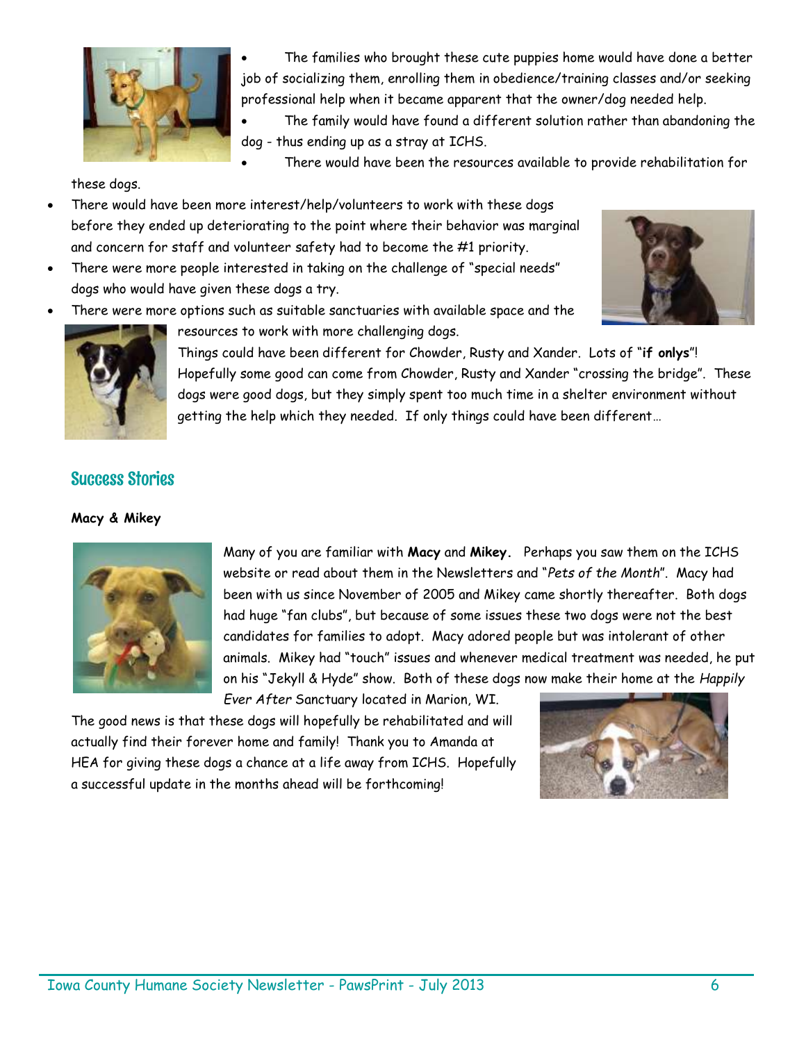- The families who brought these cute puppies home would have done a better job of socializing them, enrolling them in obedience/training classes and/or seeking professional help when it became apparent that the owner/dog needed help.
- The family would have found a different solution rather than abandoning the dog - thus ending up as a stray at ICHS.
- There would have been the resources available to provide rehabilitation for these dogs.
- There would have been more interest/help/volunteers to work with these dogs before they ended up deteriorating to the point where their behavior was marginal and concern for staff and volunteer safety had to become the #1 priority.
- There were more people interested in taking on the challenge of "special needs" dogs who would have given these dogs a try.
- There were more options such as suitable sanctuaries with available space and the resources to work with more challenging dogs.

Things could have been different for Chowder, Rusty and Xander. Lots of "**if onlys**"! Hopefully some good can come from Chowder, Rusty and Xander "crossing the bridge". These dogs were good dogs, but they simply spent too much time in a shelter environment without getting the help which they needed. If only things could have been different…

## Success Stories

**Macy & Mikey**

Many of you are familiar with **Macy** and **Mikey.** Perhaps you saw them on the ICHS website or read about them in the Newsletters and "*Pets of the Month*". Macy had been with us since November of 2005 and Mikey came shortly thereafter. Both dogs had huge "fan clubs", but because of some issues these two dogs were not the best candidates for families to adopt. Macy adored people but was intolerant of other animals. Mikey had "touch" issues and whenever medical treatment was needed, he put on his "Jekyll & Hyde" show. Both of these dogs now make their home at the *Happily Ever After* Sanctuary located in Marion, WI.

The good news is that these dogs will hopefully be rehabilitated and will actually find their forever home and family! Thank you to Amanda at HEA for giving these dogs a chance at a life away from ICHS. Hopefully a successful update in the months ahead will be forthcoming!